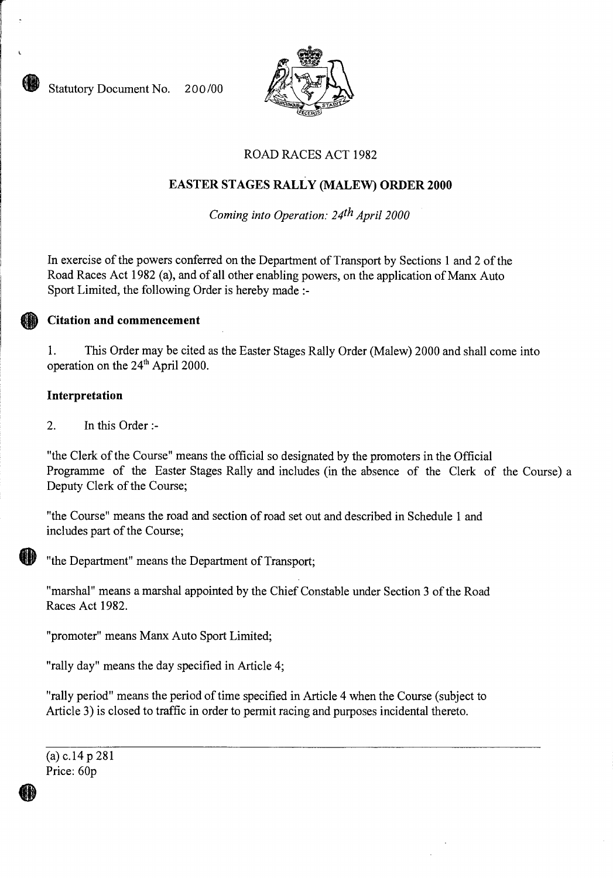Statutory Document No. 200/00

ROAD RACES ACT 1982

# EASTER STAGES RALLY (MALEW) ORDER 2000

*Coming into Operation: 24th April 2000*

In exercise of the powers conferred on the Department of Transport by Sections 1 and 2 of the Road Races Act 1982 (a), and of all other enabling powers, on the application of Manx Auto Sport Limited, the following Order is hereby made :-

## Citation and commencement

1. This Order may be cited as the Easter Stages Rally Order (Malew) 2000 and shall come into operation on the 24th April 2000.

## Interpretation

2. In this Order :-

"the Clerk of the Course" means the official so designated by the promoters in the Official Programme of the Easter Stages Rally and includes (in the absence of the Clerk of the Course) a Deputy Clerk of the Course;

"the Course" means the road and section of road set out and described in Schedule 1 and includes part of the Course;

"the Department" means the Department of Transport;

"marshal" means a marshal appointed by the Chief Constable under Section 3 of the Road Races Act 1982.

"promoter" means Manx Auto Sport Limited;

"rally day" means the day specified in Article 4;

"rally period" means the period of time specified in Article 4 when the Course (subject to Article 3) is closed to traffic in order to permit racing and purposes incidental thereto.

(a) c.14 p 281
Price: 60p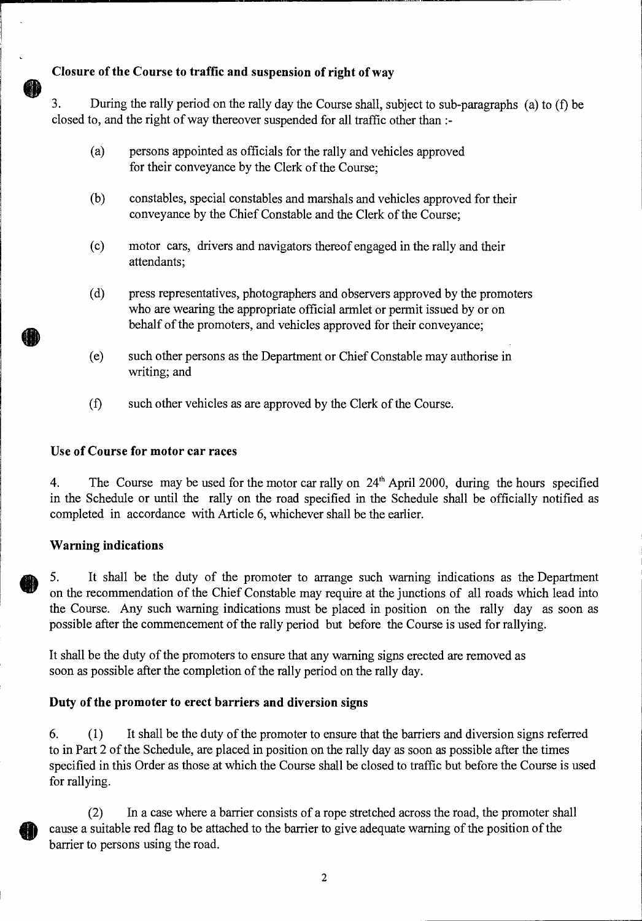### Closure of the Course to traffic and suspension of right of way

3. During the rally period on the rally day the Course shall, subject to sub-paragraphs (a) to (f) be closed to, and the right of way thereover suspended for all traffic other than :-

(a) persons appointed as officials for the rally and vehicles approved for their conveyance by the Clerk of the Course;

(b) constables, special constables and marshals and vehicles approved for their conveyance by the Chief Constable and the Clerk of the Course;

(c) motor cars, drivers and navigators thereof engaged in the rally and their attendants;

(d) press representatives, photographers and observers approved by the promoters who are wearing the appropriate official armlet or permit issued by or on behalf of the promoters, and vehicles approved for their conveyance;

(e) such other persons as the Department or Chief Constable may authorise in writing; and

(f) such other vehicles as are approved by the Clerk of the Course.

### Use of Course for motor car races

4. The Course may be used for the motor car rally on 24th April 2000, during the hours specified in the Schedule or until the rally on the road specified in the Schedule shall be officially notified as completed in accordance with Article 6, whichever shall be the earlier.

### Warning indications

5. It shall be the duty of the promoter to arrange such warning indications as the Department on the recommendation of the Chief Constable may require at the junctions of all roads which lead into the Course. Any such warning indications must be placed in position on the rally day as soon as possible after the commencement of the rally period but before the Course is used for rallying.

It shall be the duty of the promoters to ensure that any warning signs erected are removed as soon as possible after the completion of the rally period on the rally day.

### Duty of the promoter to erect barriers and diversion signs

6. (1) It shall be the duty of the promoter to ensure that the barriers and diversion signs referred to in Part 2 of the Schedule, are placed in position on the rally day as soon as possible after the times specified in this Order as those at which the Course shall be closed to traffic but before the Course is used for rallying.

(2) In a case where a barrier consists of a rope stretched across the road, the promoter shall cause a suitable red flag to be attached to the barrier to give adequate warning of the position of the barrier to persons using the road.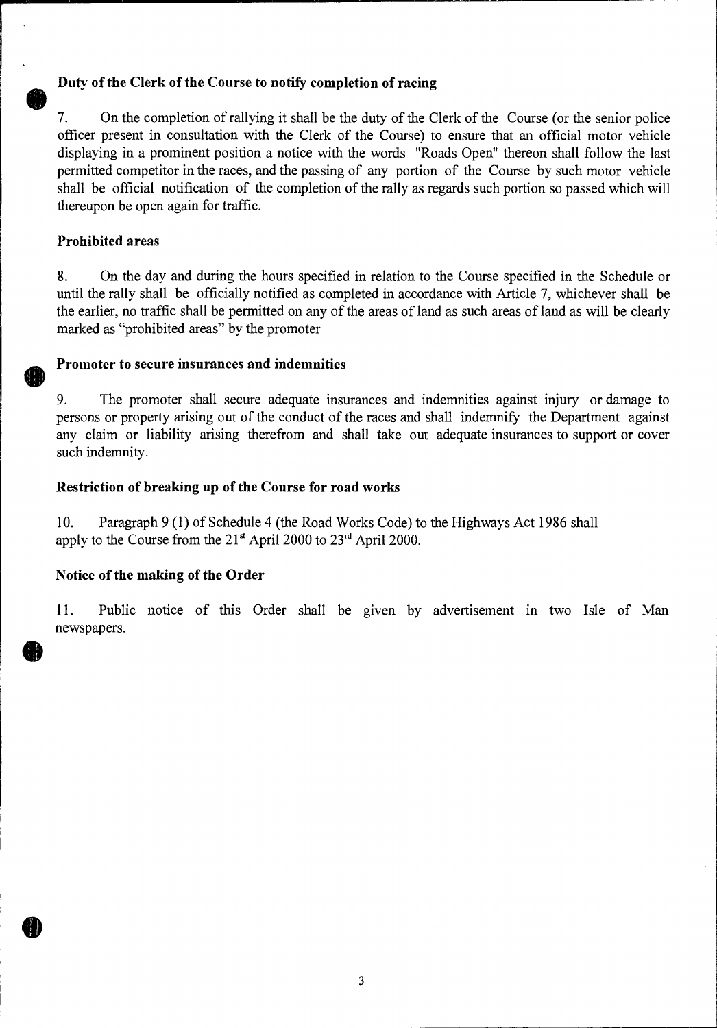**Duty of the Clerk of the Course to notify completion of racing**

7. On the completion of rallying it shall be the duty of the Clerk of the Course (or the senior police officer present in consultation with the Clerk of the Course) to ensure that an official motor vehicle displaying in a prominent position a notice with the words "Roads Open" thereon shall follow the last permitted competitor in the races, and the passing of any portion of the Course by such motor vehicle shall be official notification of the completion of the rally as regards such portion so passed which will thereupon be open again for traffic.

**Prohibited areas**

8. On the day and during the hours specified in relation to the Course specified in the Schedule or until the rally shall be officially notified as completed in accordance with Article 7, whichever shall be the earlier, no traffic shall be permitted on any of the areas of land as such areas of land as will be clearly marked as "prohibited areas" by the promoter

**Promoter to secure insurances and indemnities**

9. The promoter shall secure adequate insurances and indemnities against injury or damage to persons or property arising out of the conduct of the races and shall indemnify the Department against any claim or liability arising therefrom and shall take out adequate insurances to support or cover such indemnity.

**Restriction of breaking up of the Course for road works**

10. Paragraph 9 (1) of Schedule 4 (the Road Works Code) to the Highways Act 1986 shall apply to the Course from the 21st April 2000 to 23rd April 2000.

**Notice of the making of the Order**

11. Public notice of this Order shall be given by advertisement in two Isle of Man newspapers.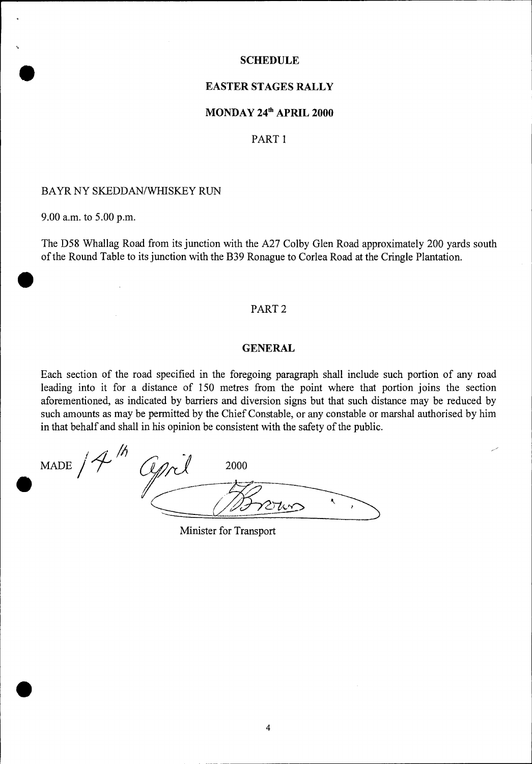# SCHEDULE

## EASTER STAGES RALLY

## MONDAY 24th APRIL 2000

PART 1

BAYR NY SKEDDAN/WHISKEY RUN

9.00 a.m. to 5.00 p.m.

The D58 Whallag Road from its junction with the A27 Colby Glen Road approximately 200 yards south of the Round Table to its junction with the B39 Ronague to Corlea Road at the Cringle Plantation.

PART 2

## GENERAL

Each section of the road specified in the foregoing paragraph shall include such portion of any road leading into it for a distance of 150 metres from the point where that portion joins the section aforementioned, as indicated by barriers and diversion signs but that such distance may be reduced by such amounts as may be permitted by the Chief Constable, or any constable or marshal authorised by him in that behalf and shall in his opinion be consistent with the safety of the public.

MADE 14th April 2000

Brown

Minister for Transport